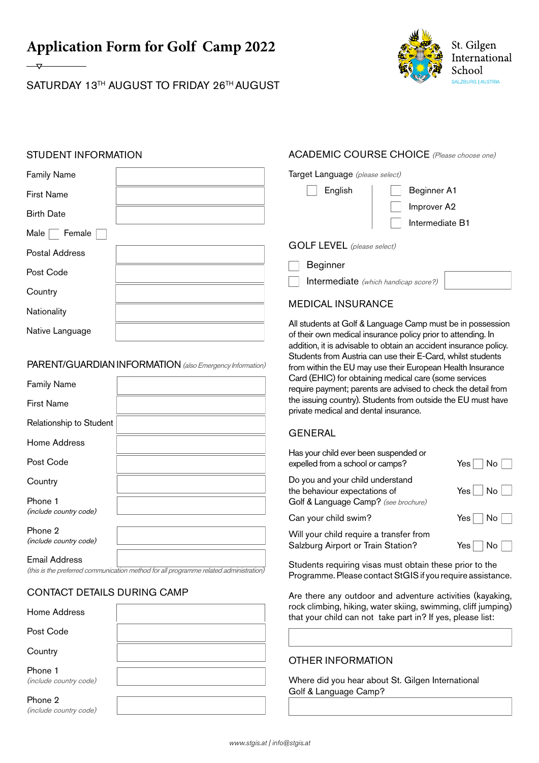# Application Form for Golf Camp 2022

SATURDAY 13TH AUGUST TO FRIDAY 26TH AUGUST

St. Gilgen International School
SALZBURG | AUSTRIA

## STUDENT INFORMATION

Family Name

First Name

Birth Date

Male ☐ Female ☐

Postal Address

Post Code

Country

Nationality

Native Language

## PARENT/GUARDIAN INFORMATION *(also Emergency Information)*

Family Name

First Name

Relationship to Student

Home Address

Post Code

Country

Phone 1
*(include country code)*

Phone 2
*(include country code)*

Email Address
*(this is the preferred communication method for all programme related administration)*

## CONTACT DETAILS DURING CAMP

Home Address

Post Code

Country

Phone 1
*(include country code)*

Phone 2
*(include country code)*

## ACADEMIC COURSE CHOICE *(Please choose one)*

Target Language *(please select)*

☐ English

☐ Beginner A1
☐ Improver A2
☐ Intermediate B1

## GOLF LEVEL *(please select)*

☐ Beginner
☐ Intermediate *(which handicap score?)*

## MEDICAL INSURANCE

All students at Golf & Language Camp must be in possession of their own medical insurance policy prior to attending. In addition, it is advisable to obtain an accident insurance policy. Students from Austria can use their E-Card, whilst students from within the EU may use their European Health Insurance Card (EHIC) for obtaining medical care (some services require payment; parents are advised to check the detail from the issuing country). Students from outside the EU must have private medical and dental insurance.

## GENERAL

Has your child ever been suspended or expelled from a school or camps? Yes ☐ No ☐

Do you and your child understand the behaviour expectations of Golf & Language Camp? *(see brochure)* Yes ☐ No ☐

Can your child swim? Yes ☐ No ☐

Will your child require a transfer from Salzburg Airport or Train Station? Yes ☐ No ☐

Students requiring visas must obtain these prior to the Programme. Please contact StGIS if you require assistance.

Are there any outdoor and adventure activities (kayaking, rock climbing, hiking, water skiing, swimming, cliff jumping) that your child can not take part in? If yes, please list:

## OTHER INFORMATION

Where did you hear about St. Gilgen International Golf & Language Camp?

*www.stgis.at | info@stgis.at*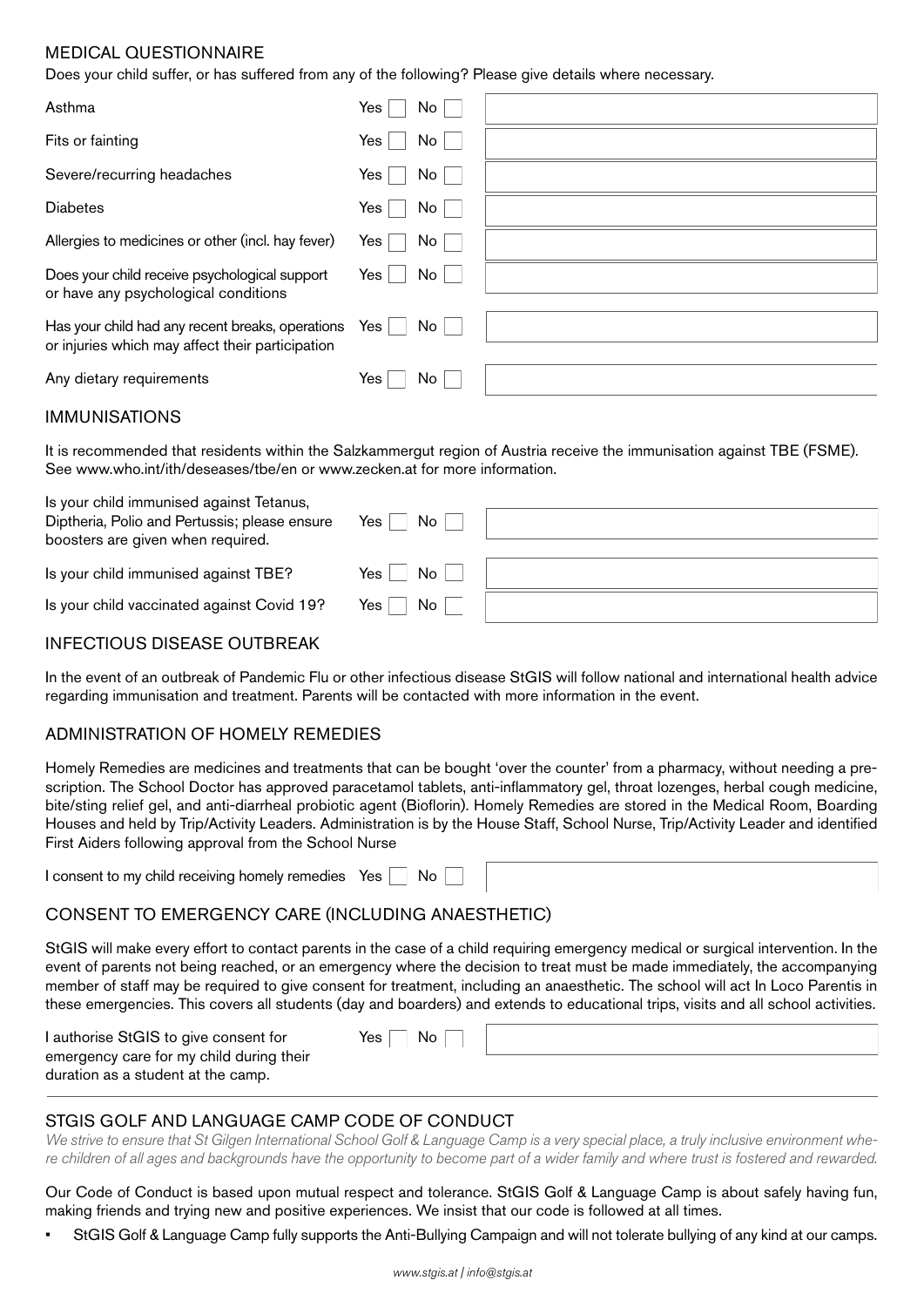## MEDICAL QUESTIONNAIRE

Does your child suffer, or has suffered from any of the following? Please give details where necessary.

| | | |
|---|---|---|
| Asthma | Yes ☐ No ☐ | |
| Fits or fainting | Yes ☐ No ☐ | |
| Severe/recurring headaches | Yes ☐ No ☐ | |
| Diabetes | Yes ☐ No ☐ | |
| Allergies to medicines or other (incl. hay fever) | Yes ☐ No ☐ | |
| Does your child receive psychological support or have any psychological conditions | Yes ☐ No ☐ | |
| Has your child had any recent breaks, operations or injuries which may affect their participation | Yes ☐ No ☐ | |
| Any dietary requirements | Yes ☐ No ☐ | |

## IMMUNISATIONS

It is recommended that residents within the Salzkammergut region of Austria receive the immunisation against TBE (FSME). See www.who.int/ith/deseases/tbe/en or www.zecken.at for more information.

| | | |
|---|---|---|
| Is your child immunised against Tetanus, Diptheria, Polio and Pertussis; please ensure boosters are given when required. | Yes ☐ No ☐ | |
| Is your child immunised against TBE? | Yes ☐ No ☐ | |
| Is your child vaccinated against Covid 19? | Yes ☐ No ☐ | |

## INFECTIOUS DISEASE OUTBREAK

In the event of an outbreak of Pandemic Flu or other infectious disease StGIS will follow national and international health advice regarding immunisation and treatment. Parents will be contacted with more information in the event.

## ADMINISTRATION OF HOMELY REMEDIES

Homely Remedies are medicines and treatments that can be bought 'over the counter' from a pharmacy, without needing a prescription. The School Doctor has approved paracetamol tablets, anti-inflammatory gel, throat lozenges, herbal cough medicine, bite/sting relief gel, and anti-diarrheal probiotic agent (Bioflorin). Homely Remedies are stored in the Medical Room, Boarding Houses and held by Trip/Activity Leaders. Administration is by the House Staff, School Nurse, Trip/Activity Leader and identified First Aiders following approval from the School Nurse

I consent to my child receiving homely remedies Yes ☐ No ☐

## CONSENT TO EMERGENCY CARE (INCLUDING ANAESTHETIC)

StGIS will make every effort to contact parents in the case of a child requiring emergency medical or surgical intervention. In the event of parents not being reached, or an emergency where the decision to treat must be made immediately, the accompanying member of staff may be required to give consent for treatment, including an anaesthetic. The school will act In Loco Parentis in these emergencies. This covers all students (day and boarders) and extends to educational trips, visits and all school activities.

I authorise StGIS to give consent for emergency care for my child during their duration as a student at the camp. Yes ☐ No ☐

## STGIS GOLF AND LANGUAGE CAMP CODE OF CONDUCT

*We strive to ensure that St Gilgen International School Golf & Language Camp is a very special place, a truly inclusive environment where children of all ages and backgrounds have the opportunity to become part of a wider family and where trust is fostered and rewarded.*

Our Code of Conduct is based upon mutual respect and tolerance. StGIS Golf & Language Camp is about safely having fun, making friends and trying new and positive experiences. We insist that our code is followed at all times.

- StGIS Golf & Language Camp fully supports the Anti-Bullying Campaign and will not tolerate bullying of any kind at our camps.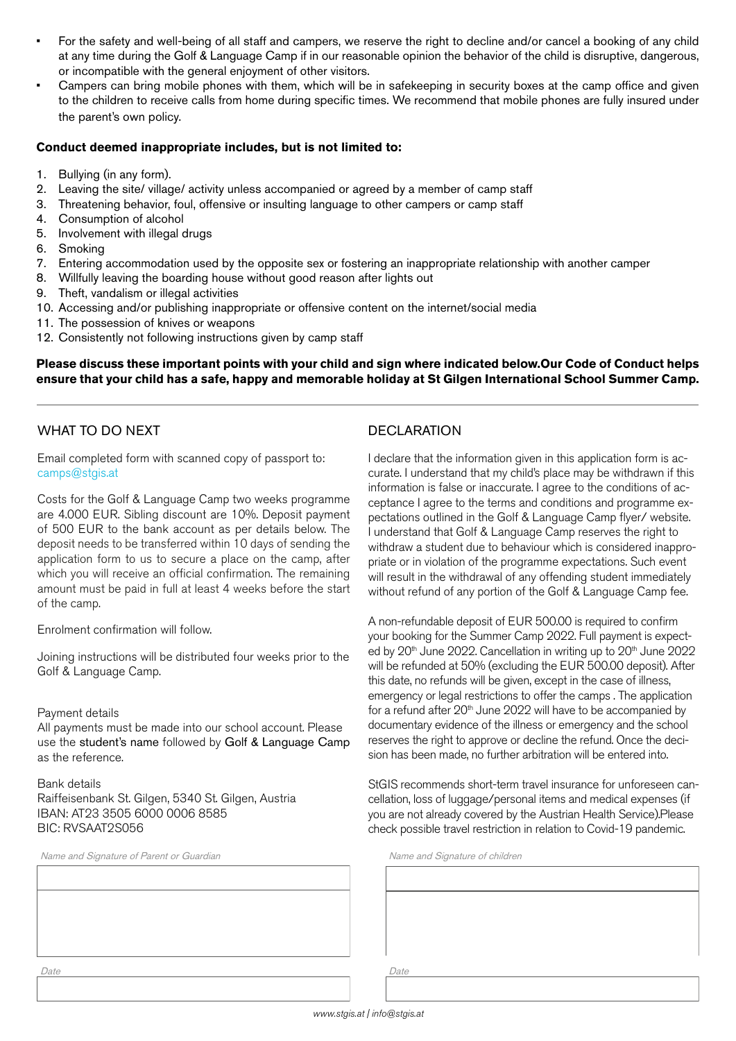- For the safety and well-being of all staff and campers, we reserve the right to decline and/or cancel a booking of any child at any time during the Golf & Language Camp if in our reasonable opinion the behavior of the child is disruptive, dangerous, or incompatible with the general enjoyment of other visitors.
- Campers can bring mobile phones with them, which will be in safekeeping in security boxes at the camp office and given to the children to receive calls from home during specific times. We recommend that mobile phones are fully insured under the parent's own policy.

**Conduct deemed inappropriate includes, but is not limited to:**

1. Bullying (in any form).
2. Leaving the site/ village/ activity unless accompanied or agreed by a member of camp staff
3. Threatening behavior, foul, offensive or insulting language to other campers or camp staff
4. Consumption of alcohol
5. Involvement with illegal drugs
6. Smoking
7. Entering accommodation used by the opposite sex or fostering an inappropriate relationship with another camper
8. Willfully leaving the boarding house without good reason after lights out
9. Theft, vandalism or illegal activities
10. Accessing and/or publishing inappropriate or offensive content on the internet/social media
11. The possession of knives or weapons
12. Consistently not following instructions given by camp staff

**Please discuss these important points with your child and sign where indicated below.Our Code of Conduct helps ensure that your child has a safe, happy and memorable holiday at St Gilgen International School Summer Camp.**

## WHAT TO DO NEXT

Email completed form with scanned copy of passport to: camps@stgis.at

Costs for the Golf & Language Camp two weeks programme are 4.000 EUR. Sibling discount are 10%. Deposit payment of 500 EUR to the bank account as per details below. The deposit needs to be transferred within 10 days of sending the application form to us to secure a place on the camp, after which you will receive an official confirmation. The remaining amount must be paid in full at least 4 weeks before the start of the camp.

Enrolment confirmation will follow.

Joining instructions will be distributed four weeks prior to the Golf & Language Camp.

Payment details
All payments must be made into our school account. Please use the student's name followed by Golf & Language Camp as the reference.

Bank details
Raiffeisenbank St. Gilgen, 5340 St. Gilgen, Austria
IBAN: AT23 3505 6000 0006 8585
BIC: RVSAAT2S056

*Name and Signature of Parent or Guardian*

*Date*

## DECLARATION

I declare that the information given in this application form is accurate. I understand that my child's place may be withdrawn if this information is false or inaccurate. I agree to the conditions of acceptance I agree to the terms and conditions and programme expectations outlined in the Golf & Language Camp flyer/ website. I understand that Golf & Language Camp reserves the right to withdraw a student due to behaviour which is considered inappropriate or in violation of the programme expectations. Such event will result in the withdrawal of any offending student immediately without refund of any portion of the Golf & Language Camp fee.

A non-refundable deposit of EUR 500.00 is required to confirm your booking for the Summer Camp 2022. Full payment is expected by 20th June 2022. Cancellation in writing up to 20th June 2022 will be refunded at 50% (excluding the EUR 500.00 deposit). After this date, no refunds will be given, except in the case of illness, emergency or legal restrictions to offer the camps . The application for a refund after 20th June 2022 will have to be accompanied by documentary evidence of the illness or emergency and the school reserves the right to approve or decline the refund. Once the decision has been made, no further arbitration will be entered into.

StGIS recommends short-term travel insurance for unforeseen cancellation, loss of luggage/personal items and medical expenses (if you are not already covered by the Austrian Health Service).Please check possible travel restriction in relation to Covid-19 pandemic.

*Name and Signature of children*

*Date*

*www.stgis.at | info@stgis.at*